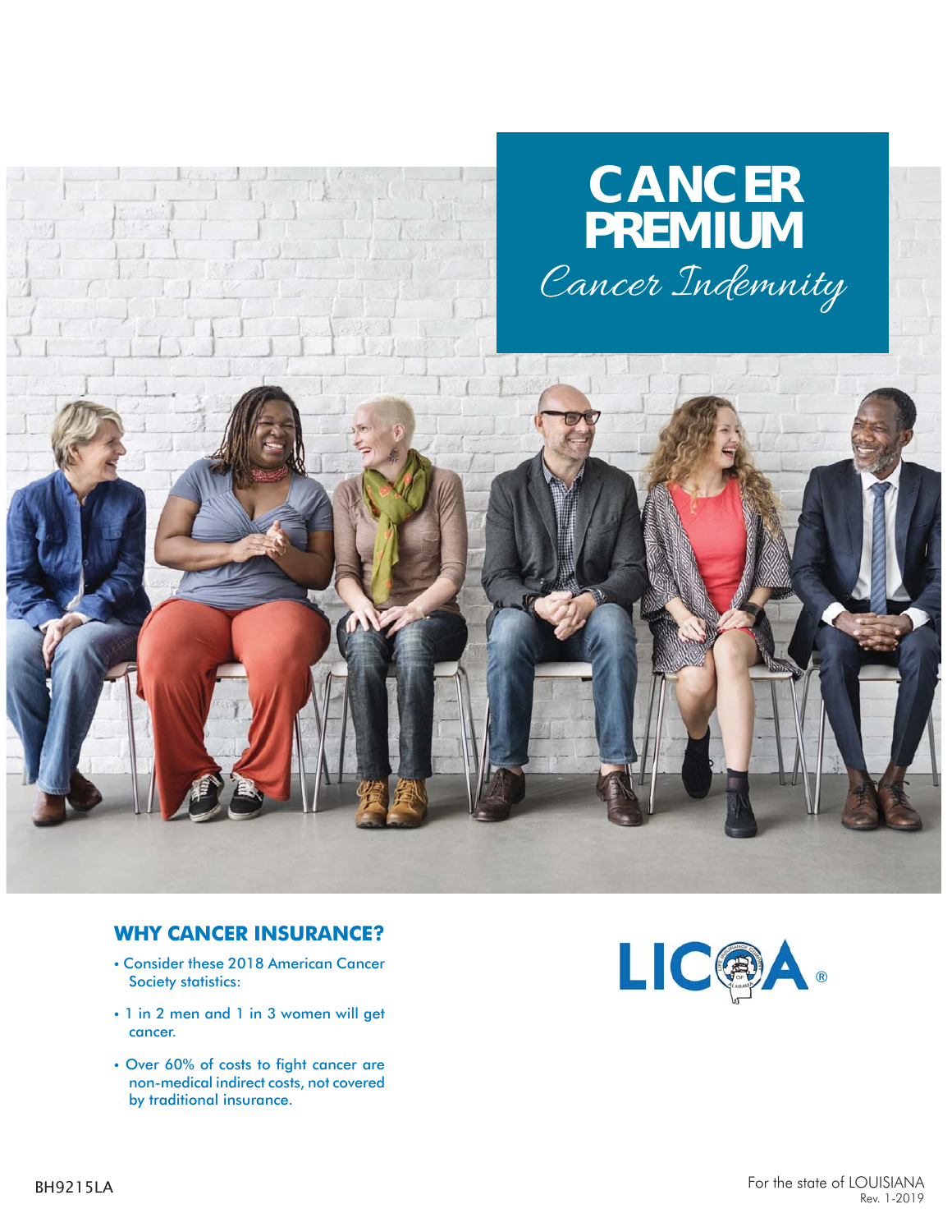# CANCER PREMIUM

*Cancer Indemnity*

## WHY CANCER INSURANCE?

- Consider these 2018 American Cancer Society statistics:
- 1 in 2 men and 1 in 3 women will get cancer.
- Over 60% of costs to fight cancer are non-medical indirect costs, not covered by traditional insurance.

LICOA®

BH9215LA

For the state of LOUISIANA
Rev. 1-2019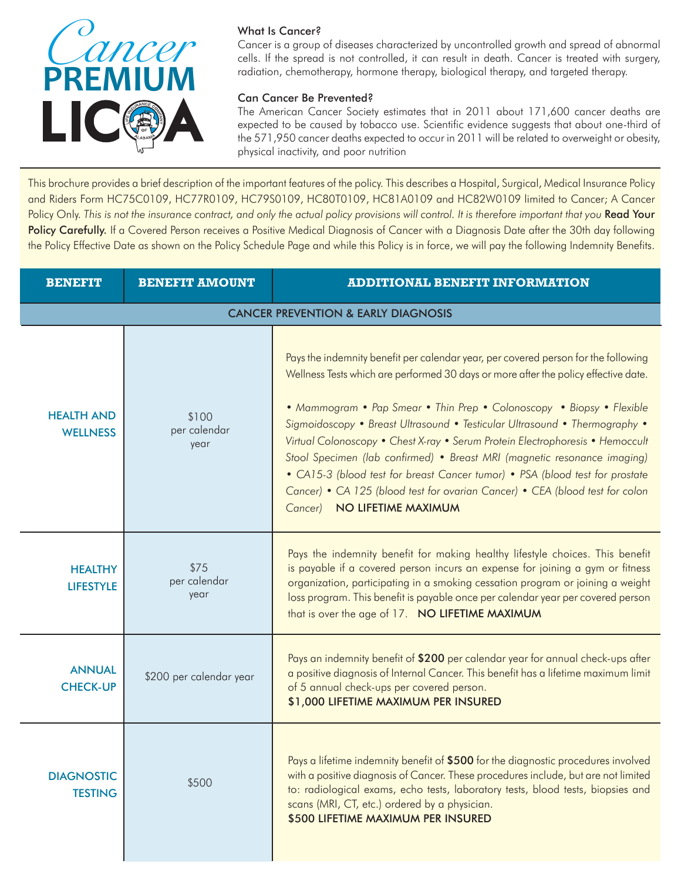# Cancer PREMIUM LICOA

### What Is Cancer?

Cancer is a group of diseases characterized by uncontrolled growth and spread of abnormal cells. If the spread is not controlled, it can result in death. Cancer is treated with surgery, radiation, chemotherapy, hormone therapy, biological therapy, and targeted therapy.

### Can Cancer Be Prevented?

The American Cancer Society estimates that in 2011 about 171,600 cancer deaths are expected to be caused by tobacco use. Scientific evidence suggests that about one-third of the 571,950 cancer deaths expected to occur in 2011 will be related to overweight or obesity, physical inactivity, and poor nutrition

This brochure provides a brief description of the important features of the policy. This describes a Hospital, Surgical, Medical Insurance Policy and Riders Form HC75C0109, HC77R0109, HC79S0109, HC80T0109, HC81A0109 and HC82W0109 limited to Cancer; A Cancer Policy Only. *This is not the insurance contract, and only the actual policy provisions will control. It is therefore important that you* **Read Your Policy Carefully.** If a Covered Person receives a Positive Medical Diagnosis of Cancer with a Diagnosis Date after the 30th day following the Policy Effective Date as shown on the Policy Schedule Page and while this Policy is in force, we will pay the following Indemnity Benefits.

| BENEFIT | BENEFIT AMOUNT | ADDITIONAL BENEFIT INFORMATION |
|---|---|---|
| **CANCER PREVENTION & EARLY DIAGNOSIS** | | |
| HEALTH AND WELLNESS | $100 per calendar year | Pays the indemnity benefit per calendar year, per covered person for the following Wellness Tests which are performed 30 days or more after the policy effective date. *• Mammogram • Pap Smear • Thin Prep • Colonoscopy • Biopsy • Flexible Sigmoidoscopy • Breast Ultrasound • Testicular Ultrasound • Thermography • Virtual Colonoscopy • Chest X-ray • Serum Protein Electrophoresis • Hemoccult Stool Specimen (lab confirmed) • Breast MRI (magnetic resonance imaging) • CA15-3 (blood test for breast Cancer tumor) • PSA (blood test for prostate Cancer) • CA 125 (blood test for ovarian Cancer) • CEA (blood test for colon Cancer)* NO LIFETIME MAXIMUM |
| HEALTHY LIFESTYLE | $75 per calendar year | Pays the indemnity benefit for making healthy lifestyle choices. This benefit is payable if a covered person incurs an expense for joining a gym or fitness organization, participating in a smoking cessation program or joining a weight loss program. This benefit is payable once per calendar year per covered person that is over the age of 17. NO LIFETIME MAXIMUM |
| ANNUAL CHECK-UP | $200 per calendar year | Pays an indemnity benefit of **$200** per calendar year for annual check-ups after a positive diagnosis of Internal Cancer. This benefit has a lifetime maximum limit of 5 annual check-ups per covered person. **$1,000 LIFETIME MAXIMUM PER INSURED** |
| DIAGNOSTIC TESTING | $500 | Pays a lifetime indemnity benefit of **$500** for the diagnostic procedures involved with a positive diagnosis of Cancer. These procedures include, but are not limited to: radiological exams, echo tests, laboratory tests, blood tests, biopsies and scans (MRI, CT, etc.) ordered by a physician. **$500 LIFETIME MAXIMUM PER INSURED** |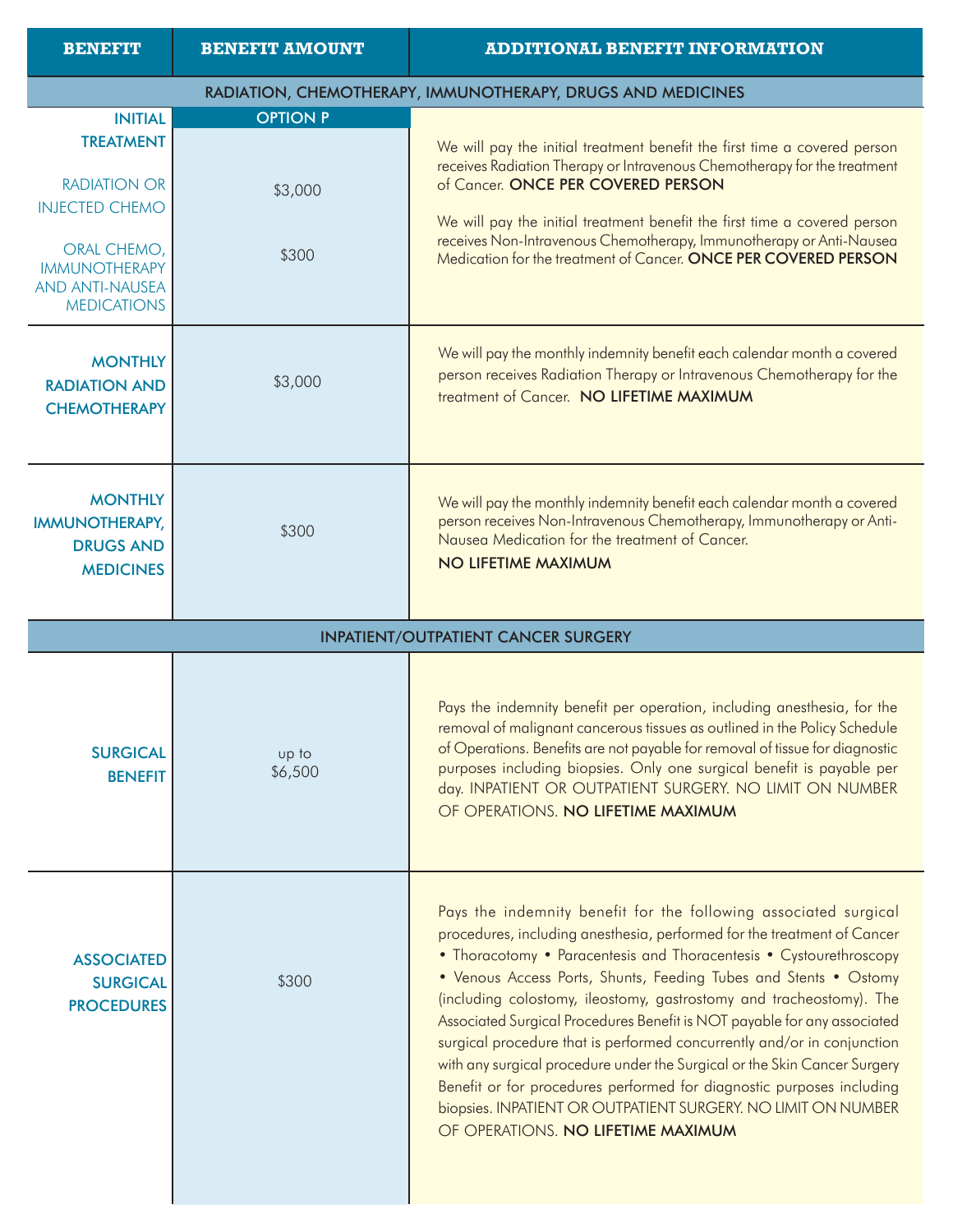| BENEFIT | BENEFIT AMOUNT | ADDITIONAL BENEFIT INFORMATION |
|---|---|---|
| **RADIATION, CHEMOTHERAPY, IMMUNOTHERAPY, DRUGS AND MEDICINES** | | |
| **INITIAL TREATMENT** | **OPTION P** | |
| RADIATION OR INJECTED CHEMO | $3,000 | We will pay the initial treatment benefit the first time a covered person receives Radiation Therapy or Intravenous Chemotherapy for the treatment of Cancer. **ONCE PER COVERED PERSON** |
| ORAL CHEMO, IMMUNOTHERAPY AND ANTI-NAUSEA MEDICATIONS | $300 | We will pay the initial treatment benefit the first time a covered person receives Non-Intravenous Chemotherapy, Immunotherapy or Anti-Nausea Medication for the treatment of Cancer. **ONCE PER COVERED PERSON** |
| **MONTHLY RADIATION AND CHEMOTHERAPY** | $3,000 | We will pay the monthly indemnity benefit each calendar month a covered person receives Radiation Therapy or Intravenous Chemotherapy for the treatment of Cancer. **NO LIFETIME MAXIMUM** |
| **MONTHLY IMMUNOTHERAPY, DRUGS AND MEDICINES** | $300 | We will pay the monthly indemnity benefit each calendar month a covered person receives Non-Intravenous Chemotherapy, Immunotherapy or Anti-Nausea Medication for the treatment of Cancer. **NO LIFETIME MAXIMUM** |
| **INPATIENT/OUTPATIENT CANCER SURGERY** | | |
| **SURGICAL BENEFIT** | up to $6,500 | Pays the indemnity benefit per operation, including anesthesia, for the removal of malignant cancerous tissues as outlined in the Policy Schedule of Operations. Benefits are not payable for removal of tissue for diagnostic purposes including biopsies. Only one surgical benefit is payable per day. INPATIENT OR OUTPATIENT SURGERY. NO LIMIT ON NUMBER OF OPERATIONS. **NO LIFETIME MAXIMUM** |
| **ASSOCIATED SURGICAL PROCEDURES** | $300 | Pays the indemnity benefit for the following associated surgical procedures, including anesthesia, performed for the treatment of Cancer • Thoracotomy • Paracentesis and Thoracentesis • Cystourethroscopy • Venous Access Ports, Shunts, Feeding Tubes and Stents • Ostomy (including colostomy, ileostomy, gastrostomy and tracheostomy). The Associated Surgical Procedures Benefit is NOT payable for any associated surgical procedure that is performed concurrently and/or in conjunction with any surgical procedure under the Surgical or the Skin Cancer Surgery Benefit or for procedures performed for diagnostic purposes including biopsies. INPATIENT OR OUTPATIENT SURGERY. NO LIMIT ON NUMBER OF OPERATIONS. **NO LIFETIME MAXIMUM** |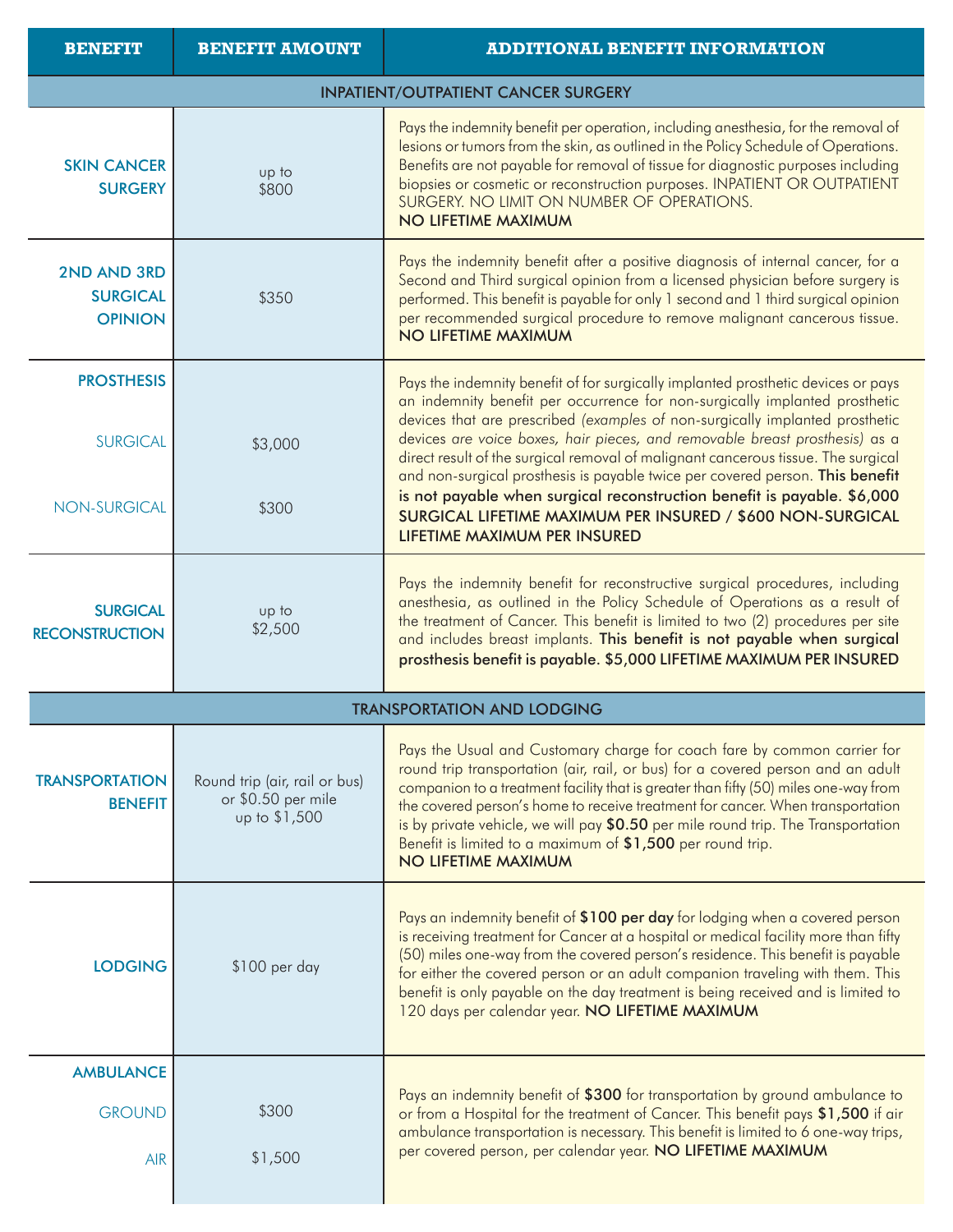| BENEFIT | BENEFIT AMOUNT | ADDITIONAL BENEFIT INFORMATION |
|---|---|---|
| **INPATIENT/OUTPATIENT CANCER SURGERY** | | |
| **SKIN CANCER SURGERY** | up to $800 | Pays the indemnity benefit per operation, including anesthesia, for the removal of lesions or tumors from the skin, as outlined in the Policy Schedule of Operations. Benefits are not payable for removal of tissue for diagnostic purposes including biopsies or cosmetic or reconstruction purposes. INPATIENT OR OUTPATIENT SURGERY. NO LIMIT ON NUMBER OF OPERATIONS. **NO LIFETIME MAXIMUM** |
| **2ND AND 3RD SURGICAL OPINION** | $350 | Pays the indemnity benefit after a positive diagnosis of internal cancer, for a Second and Third surgical opinion from a licensed physician before surgery is performed. This benefit is payable for only 1 second and 1 third surgical opinion per recommended surgical procedure to remove malignant cancerous tissue. **NO LIFETIME MAXIMUM** |
| **PROSTHESIS** SURGICAL NON-SURGICAL | $3,000 $300 | Pays the indemnity benefit of for surgically implanted prosthetic devices or pays an indemnity benefit per occurrence for non-surgically implanted prosthetic devices that are prescribed *(examples of non-surgically implanted prosthetic devices are voice boxes, hair pieces, and removable breast prosthesis)* as a direct result of the surgical removal of malignant cancerous tissue. The surgical and non-surgical prosthesis is payable twice per covered person. **This benefit is not payable when surgical reconstruction benefit is payable. $6,000 SURGICAL LIFETIME MAXIMUM PER INSURED / $600 NON-SURGICAL LIFETIME MAXIMUM PER INSURED** |
| **SURGICAL RECONSTRUCTION** | up to $2,500 | Pays the indemnity benefit for reconstructive surgical procedures, including anesthesia, as outlined in the Policy Schedule of Operations as a result of the treatment of Cancer. This benefit is limited to two (2) procedures per site and includes breast implants. **This benefit is not payable when surgical prosthesis benefit is payable. $5,000 LIFETIME MAXIMUM PER INSURED** |
| **TRANSPORTATION AND LODGING** | | |
| **TRANSPORTATION BENEFIT** | Round trip (air, rail or bus) or $0.50 per mile up to $1,500 | Pays the Usual and Customary charge for coach fare by common carrier for round trip transportation (air, rail, or bus) for a covered person and an adult companion to a treatment facility that is greater than fifty (50) miles one-way from the covered person's home to receive treatment for cancer. When transportation is by private vehicle, we will pay **$0.50** per mile round trip. The Transportation Benefit is limited to a maximum of **$1,500** per round trip. **NO LIFETIME MAXIMUM** |
| **LODGING** | $100 per day | Pays an indemnity benefit of **$100 per day** for lodging when a covered person is receiving treatment for Cancer at a hospital or medical facility more than fifty (50) miles one-way from the covered person's residence. This benefit is payable for either the covered person or an adult companion traveling with them. This benefit is only payable on the day treatment is being received and is limited to 120 days per calendar year. **NO LIFETIME MAXIMUM** |
| **AMBULANCE** GROUND AIR | $300 $1,500 | Pays an indemnity benefit of **$300** for transportation by ground ambulance to or from a Hospital for the treatment of Cancer. This benefit pays **$1,500** if air ambulance transportation is necessary. This benefit is limited to 6 one-way trips, per covered person, per calendar year. **NO LIFETIME MAXIMUM** |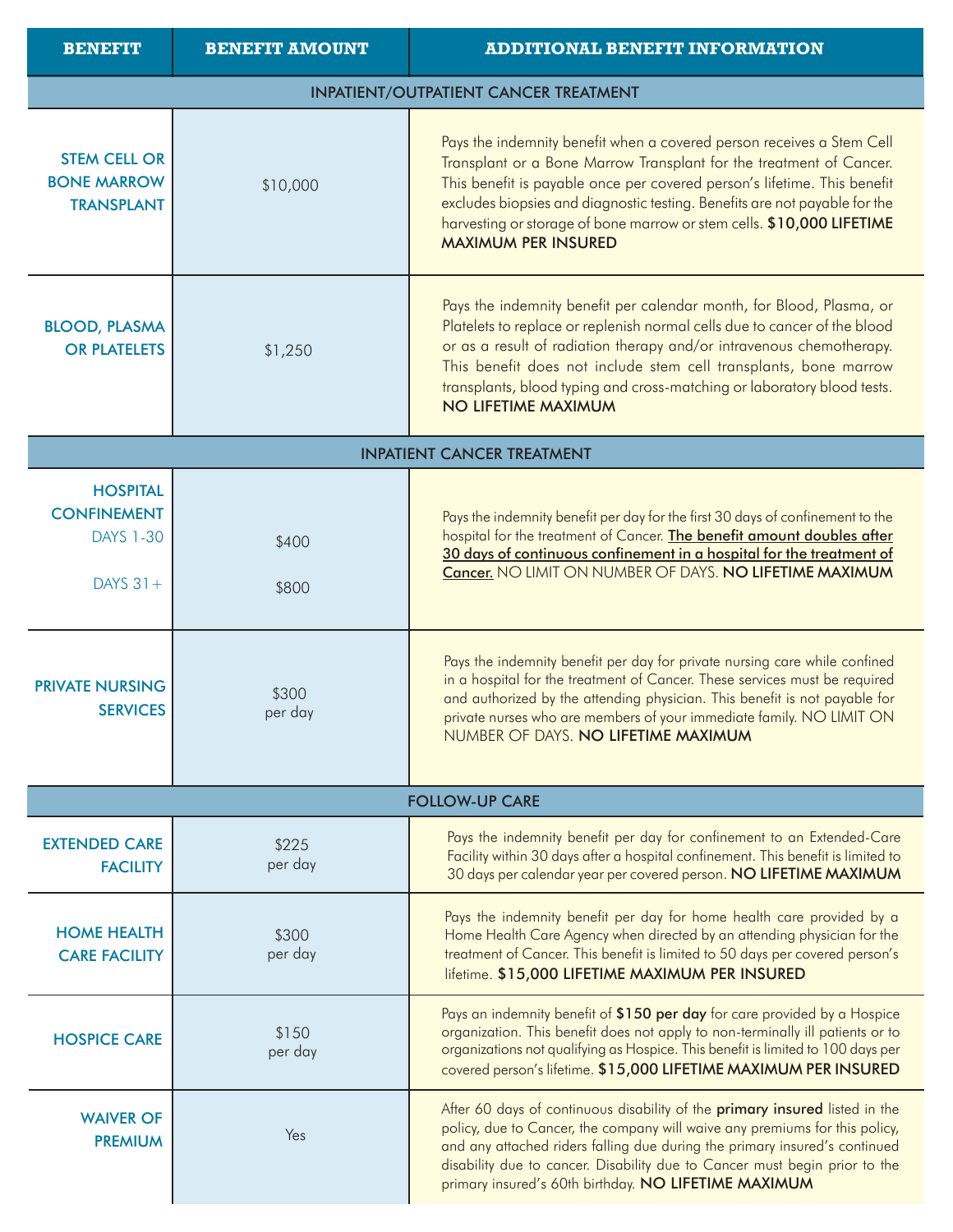| BENEFIT | BENEFIT AMOUNT | ADDITIONAL BENEFIT INFORMATION |
|---|---|---|
| **INPATIENT/OUTPATIENT CANCER TREATMENT** | | |
| STEM CELL OR BONE MARROW TRANSPLANT | $10,000 | Pays the indemnity benefit when a covered person receives a Stem Cell Transplant or a Bone Marrow Transplant for the treatment of Cancer. This benefit is payable once per covered person's lifetime. This benefit excludes biopsies and diagnostic testing. Benefits are not payable for the harvesting or storage of bone marrow or stem cells. **$10,000 LIFETIME MAXIMUM PER INSURED** |
| BLOOD, PLASMA OR PLATELETS | $1,250 | Pays the indemnity benefit per calendar month, for Blood, Plasma, or Platelets to replace or replenish normal cells due to cancer of the blood or as a result of radiation therapy and/or intravenous chemotherapy. This benefit does not include stem cell transplants, bone marrow transplants, blood typing and cross-matching or laboratory blood tests. **NO LIFETIME MAXIMUM** |
| **INPATIENT CANCER TREATMENT** | | |
| HOSPITAL CONFINEMENT<br>DAYS 1-30<br>DAYS 31+ | <br>$400<br>$800 | Pays the indemnity benefit per day for the first 30 days of confinement to the hospital for the treatment of Cancer. **The benefit amount doubles after 30 days of continuous confinement in a hospital for the treatment of Cancer.** NO LIMIT ON NUMBER OF DAYS. **NO LIFETIME MAXIMUM** |
| PRIVATE NURSING SERVICES | $300 per day | Pays the indemnity benefit per day for private nursing care while confined in a hospital for the treatment of Cancer. These services must be required and authorized by the attending physician. This benefit is not payable for private nurses who are members of your immediate family. NO LIMIT ON NUMBER OF DAYS. **NO LIFETIME MAXIMUM** |
| **FOLLOW-UP CARE** | | |
| EXTENDED CARE FACILITY | $225 per day | Pays the indemnity benefit per day for confinement to an Extended-Care Facility within 30 days after a hospital confinement. This benefit is limited to 30 days per calendar year per covered person. **NO LIFETIME MAXIMUM** |
| HOME HEALTH CARE FACILITY | $300 per day | Pays the indemnity benefit per day for home health care provided by a Home Health Care Agency when directed by an attending physician for the treatment of Cancer. This benefit is limited to 50 days per covered person's lifetime. **$15,000 LIFETIME MAXIMUM PER INSURED** |
| HOSPICE CARE | $150 per day | Pays an indemnity benefit of **$150 per day** for care provided by a Hospice organization. This benefit does not apply to non-terminally ill patients or to organizations not qualifying as Hospice. This benefit is limited to 100 days per covered person's lifetime. **$15,000 LIFETIME MAXIMUM PER INSURED** |
| WAIVER OF PREMIUM | Yes | After 60 days of continuous disability of the **primary insured** listed in the policy, due to Cancer, the company will waive any premiums for this policy, and any attached riders falling due during the primary insured's continued disability due to cancer. Disability due to Cancer must begin prior to the primary insured's 60th birthday. **NO LIFETIME MAXIMUM** |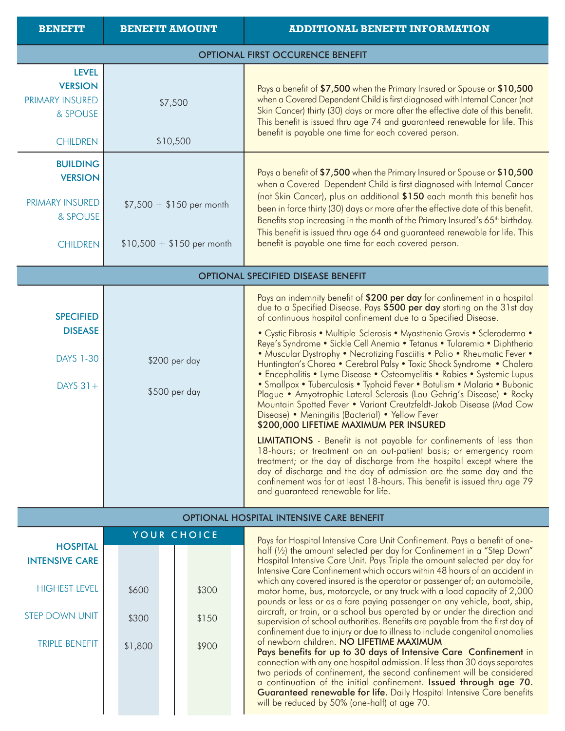| BENEFIT | BENEFIT AMOUNT | | ADDITIONAL BENEFIT INFORMATION |
|---|---|---|---|
| **OPTIONAL FIRST OCCURENCE BENEFIT** | | | |
| **LEVEL VERSION** | | | Pays a benefit of **$7,500** when the Primary Insured or Spouse or **$10,500** when a Covered Dependent Child is first diagnosed with Internal Cancer (not Skin Cancer) thirty (30) days or more after the effective date of this benefit. This benefit is issued thru age 74 and guaranteed renewable for life. This benefit is payable one time for each covered person. |
| PRIMARY INSURED & SPOUSE | $7,500 | | |
| CHILDREN | $10,500 | | |
| **BUILDING VERSION** | | | Pays a benefit of **$7,500** when the Primary Insured or Spouse or **$10,500** when a Covered Dependent Child is first diagnosed with Internal Cancer (not Skin Cancer), plus an additional **$150** each month this benefit has been in force thirty (30) days or more after the effective date of this benefit. Benefits stop increasing in the month of the Primary Insured's 65th birthday. This benefit is issued thru age 64 and guaranteed renewable for life. This benefit is payable one time for each covered person. |
| PRIMARY INSURED & SPOUSE | $7,500 + $150 per month | | |
| CHILDREN | $10,500 + $150 per month | | |
| **OPTIONAL SPECIFIED DISEASE BENEFIT** | | | |
| **SPECIFIED DISEASE** | | | Pays an indemnity benefit of **$200 per day** for confinement in a hospital due to a Specified Disease. Pays **$500 per day** starting on the 31st day of continuous hospital confinement due to a Specified Disease.<br><br>• Cystic Fibrosis • Multiple Sclerosis • Myasthenia Gravis • Scleroderma • Reye's Syndrome • Sickle Cell Anemia • Tetanus • Tularemia • Diphtheria • Muscular Dystrophy • Necrotizing Fasciitis • Polio • Rheumatic Fever • Huntington's Chorea • Cerebral Palsy • Toxic Shock Syndrome • Cholera • Encephalitis • Lyme Disease • Osteomyelitis • Rabies • Systemic Lupus • Smallpox • Tuberculosis • Typhoid Fever • Botulism • Malaria • Bubonic Plague • Amyotrophic Lateral Sclerosis (Lou Gehrig's Disease) • Rocky Mountain Spotted Fever • Variant Creutzfeldt-Jakob Disease (Mad Cow Disease) • Meningitis (Bacterial) • Yellow Fever<br>**$200,000 LIFETIME MAXIMUM PER INSURED**<br><br>**LIMITATIONS** - Benefit is not payable for confinements of less than 18-hours; or treatment on an out-patient basis; or emergency room treatment; or the day of discharge from the hospital except where the day of discharge and the day of admission are the same day and the confinement was for at least 18-hours. This benefit is issued thru age 79 and guaranteed renewable for life. |
| DAYS 1-30 | $200 per day | | |
| DAYS 31+ | $500 per day | | |
| **OPTIONAL HOSPITAL INTENSIVE CARE BENEFIT** | | | |
| | YOUR CHOICE | | Pays for Hospital Intensive Care Unit Confinement. Pays a benefit of one-half (½) the amount selected per day for Confinement in a "Step Down" Hospital Intensive Care Unit. Pays Triple the amount selected per day for Intensive Care Confinement which occurs within 48 hours of an accident in which any covered insured is the operator or passenger of; an automobile, motor home, bus, motorcycle, or any truck with a load capacity of 2,000 pounds or less or as a fare paying passenger on any vehicle, boat, ship, aircraft, or train, or a school bus operated by or under the direction and supervision of school authorities. Benefits are payable from the first day of confinement due to injury or due to illness to include congenital anomalies of newborn children. **NO LIFETIME MAXIMUM**<br>**Pays benefits for up to 30 days of Intensive Care Confinement** in connection with any one hospital admission. If less than 30 days separates two periods of confinement, the second confinement will be considered a continuation of the initial confinement. **Issued through age 70. Guaranteed renewable for life.** Daily Hospital Intensive Care benefits will be reduced by 50% (one-half) at age 70. |
| **HOSPITAL INTENSIVE CARE** | | | |
| HIGHEST LEVEL | $600 | $300 | |
| STEP DOWN UNIT | $300 | $150 | |
| TRIPLE BENEFIT | $1,800 | $900 | |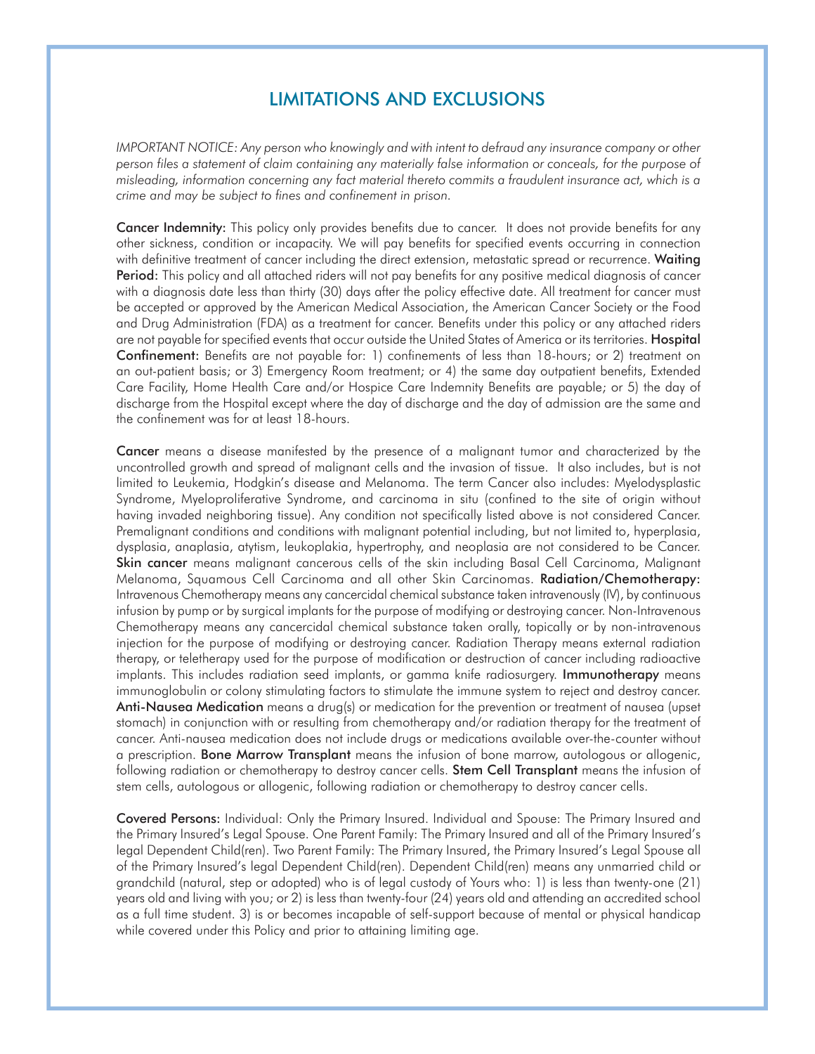## LIMITATIONS AND EXCLUSIONS

*IMPORTANT NOTICE: Any person who knowingly and with intent to defraud any insurance company or other person files a statement of claim containing any materially false information or conceals, for the purpose of misleading, information concerning any fact material thereto commits a fraudulent insurance act, which is a crime and may be subject to fines and confinement in prison.*

**Cancer Indemnity:** This policy only provides benefits due to cancer. It does not provide benefits for any other sickness, condition or incapacity. We will pay benefits for specified events occurring in connection with definitive treatment of cancer including the direct extension, metastatic spread or recurrence. **Waiting Period:** This policy and all attached riders will not pay benefits for any positive medical diagnosis of cancer with a diagnosis date less than thirty (30) days after the policy effective date. All treatment for cancer must be accepted or approved by the American Medical Association, the American Cancer Society or the Food and Drug Administration (FDA) as a treatment for cancer. Benefits under this policy or any attached riders are not payable for specified events that occur outside the United States of America or its territories. **Hospital Confinement:** Benefits are not payable for: 1) confinements of less than 18-hours; or 2) treatment on an out-patient basis; or 3) Emergency Room treatment; or 4) the same day outpatient benefits, Extended Care Facility, Home Health Care and/or Hospice Care Indemnity Benefits are payable; or 5) the day of discharge from the Hospital except where the day of discharge and the day of admission are the same and the confinement was for at least 18-hours.

**Cancer** means a disease manifested by the presence of a malignant tumor and characterized by the uncontrolled growth and spread of malignant cells and the invasion of tissue. It also includes, but is not limited to Leukemia, Hodgkin's disease and Melanoma. The term Cancer also includes: Myelodysplastic Syndrome, Myeloproliferative Syndrome, and carcinoma in situ (confined to the site of origin without having invaded neighboring tissue). Any condition not specifically listed above is not considered Cancer. Premalignant conditions and conditions with malignant potential including, but not limited to, hyperplasia, dysplasia, anaplasia, atytism, leukoplakia, hypertrophy, and neoplasia are not considered to be Cancer. **Skin cancer** means malignant cancerous cells of the skin including Basal Cell Carcinoma, Malignant Melanoma, Squamous Cell Carcinoma and all other Skin Carcinomas. **Radiation/Chemotherapy:** Intravenous Chemotherapy means any cancercidal chemical substance taken intravenously (IV), by continuous infusion by pump or by surgical implants for the purpose of modifying or destroying cancer. Non-Intravenous Chemotherapy means any cancercidal chemical substance taken orally, topically or by non-intravenous injection for the purpose of modifying or destroying cancer. Radiation Therapy means external radiation therapy, or teletherapy used for the purpose of modification or destruction of cancer including radioactive implants. This includes radiation seed implants, or gamma knife radiosurgery. **Immunotherapy** means immunoglobulin or colony stimulating factors to stimulate the immune system to reject and destroy cancer. **Anti-Nausea Medication** means a drug(s) or medication for the prevention or treatment of nausea (upset stomach) in conjunction with or resulting from chemotherapy and/or radiation therapy for the treatment of cancer. Anti-nausea medication does not include drugs or medications available over-the-counter without a prescription. **Bone Marrow Transplant** means the infusion of bone marrow, autologous or allogenic, following radiation or chemotherapy to destroy cancer cells. **Stem Cell Transplant** means the infusion of stem cells, autologous or allogenic, following radiation or chemotherapy to destroy cancer cells.

**Covered Persons:** Individual: Only the Primary Insured. Individual and Spouse: The Primary Insured and the Primary Insured's Legal Spouse. One Parent Family: The Primary Insured and all of the Primary Insured's legal Dependent Child(ren). Two Parent Family: The Primary Insured, the Primary Insured's Legal Spouse all of the Primary Insured's legal Dependent Child(ren). Dependent Child(ren) means any unmarried child or grandchild (natural, step or adopted) who is of legal custody of Yours who: 1) is less than twenty-one (21) years old and living with you; or 2) is less than twenty-four (24) years old and attending an accredited school as a full time student. 3) is or becomes incapable of self-support because of mental or physical handicap while covered under this Policy and prior to attaining limiting age.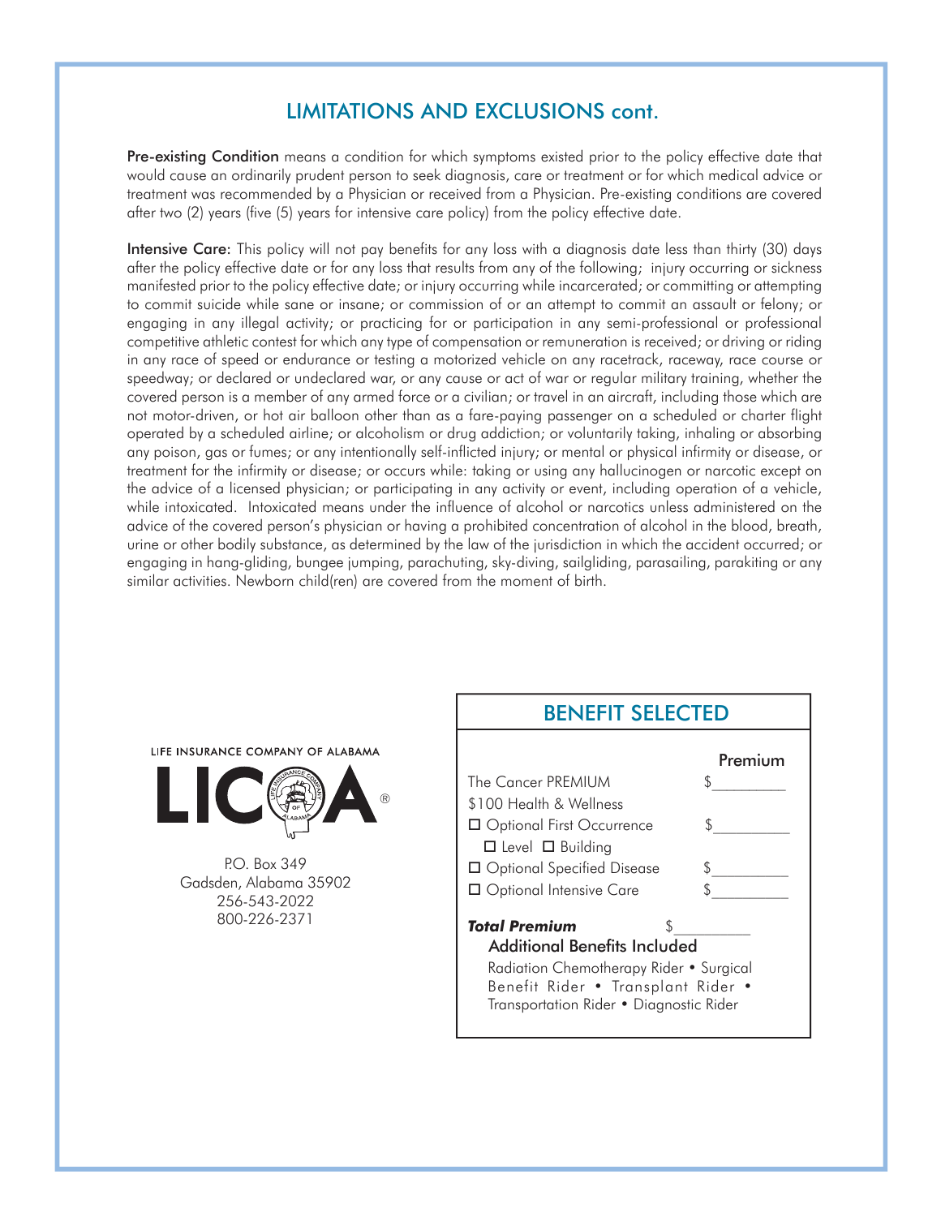## LIMITATIONS AND EXCLUSIONS cont.

**Pre-existing Condition** means a condition for which symptoms existed prior to the policy effective date that would cause an ordinarily prudent person to seek diagnosis, care or treatment or for which medical advice or treatment was recommended by a Physician or received from a Physician. Pre-existing conditions are covered after two (2) years (five (5) years for intensive care policy) from the policy effective date.

**Intensive Care:** This policy will not pay benefits for any loss with a diagnosis date less than thirty (30) days after the policy effective date or for any loss that results from any of the following; injury occurring or sickness manifested prior to the policy effective date; or injury occurring while incarcerated; or committing or attempting to commit suicide while sane or insane; or commission of or an attempt to commit an assault or felony; or engaging in any illegal activity; or practicing for or participation in any semi-professional or professional competitive athletic contest for which any type of compensation or remuneration is received; or driving or riding in any race of speed or endurance or testing a motorized vehicle on any racetrack, raceway, race course or speedway; or declared or undeclared war, or any cause or act of war or regular military training, whether the covered person is a member of any armed force or a civilian; or travel in an aircraft, including those which are not motor-driven, or hot air balloon other than as a fare-paying passenger on a scheduled or charter flight operated by a scheduled airline; or alcoholism or drug addiction; or voluntarily taking, inhaling or absorbing any poison, gas or fumes; or any intentionally self-inflicted injury; or mental or physical infirmity or disease, or treatment for the infirmity or disease; or occurs while: taking or using any hallucinogen or narcotic except on the advice of a licensed physician; or participating in any activity or event, including operation of a vehicle, while intoxicated. Intoxicated means under the influence of alcohol or narcotics unless administered on the advice of the covered person's physician or having a prohibited concentration of alcohol in the blood, breath, urine or other bodily substance, as determined by the law of the jurisdiction in which the accident occurred; or engaging in hang-gliding, bungee jumping, parachuting, sky-diving, sailgliding, parasailing, parakiting or any similar activities. Newborn child(ren) are covered from the moment of birth.

LIFE INSURANCE COMPANY OF ALABAMA

LICOA®

P.O. Box 349
Gadsden, Alabama 35902
256-543-2022
800-226-2371

### BENEFIT SELECTED

| | Premium |
|---|---|
| The Cancer PREMIUM | $_________ |
| $100 Health & Wellness | |
| ☐ Optional First Occurrence | $_________ |
| ☐ Level ☐ Building | |
| ☐ Optional Specified Disease | $_________ |
| ☐ Optional Intensive Care | $_________ |
| ***Total Premium*** | $_________ |

**Additional Benefits Included**

Radiation Chemotherapy Rider • Surgical Benefit Rider • Transplant Rider • Transportation Rider • Diagnostic Rider